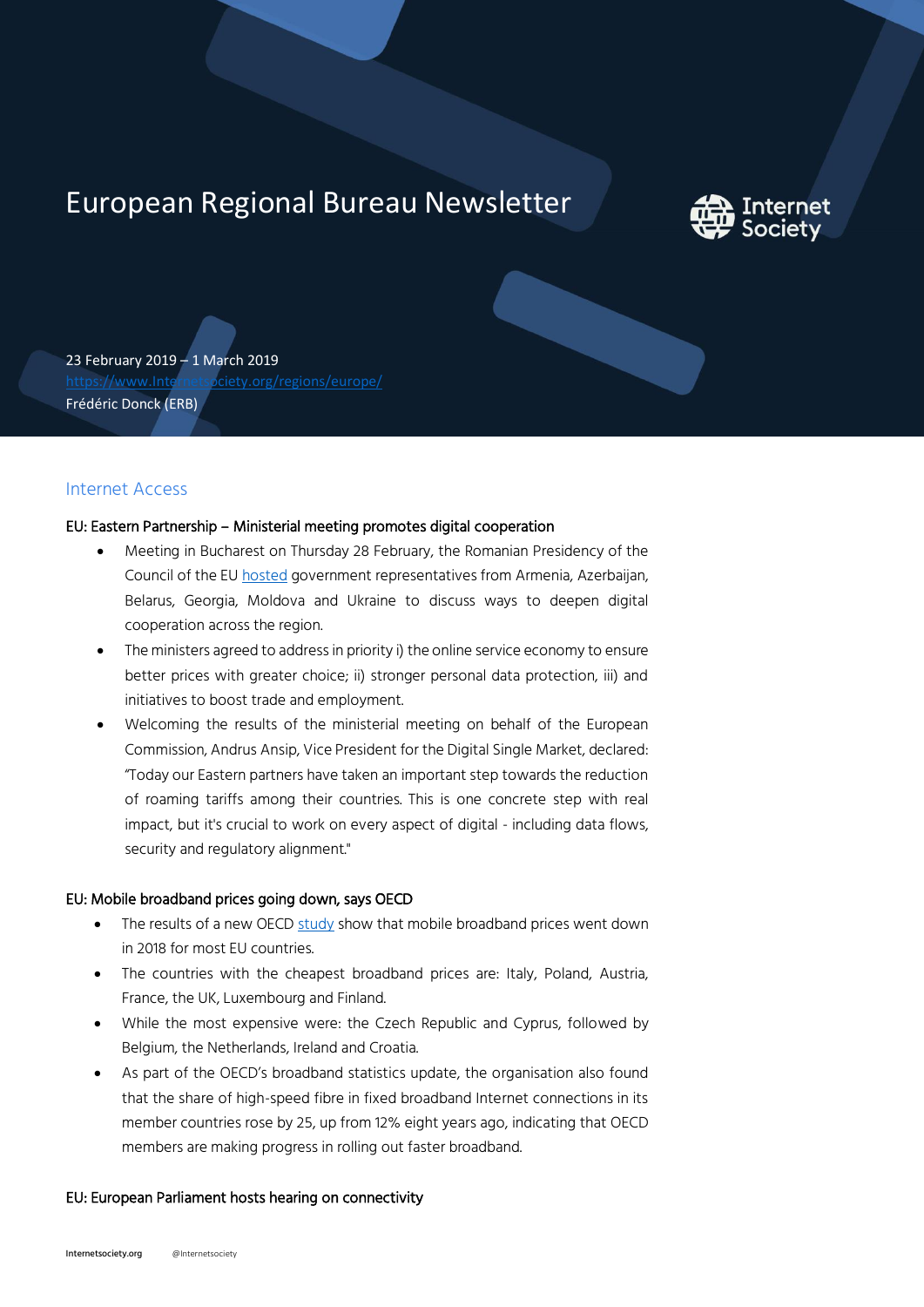# European Regional Bureau Newsletter

23 February 2019 – 1 March 2019
https://www.Internetsociety.org/regions/europe/
Frédéric Donck (ERB)

## Internet Access

### EU: Eastern Partnership – Ministerial meeting promotes digital cooperation

- Meeting in Bucharest on Thursday 28 February, the Romanian Presidency of the Council of the EU hosted government representatives from Armenia, Azerbaijan, Belarus, Georgia, Moldova and Ukraine to discuss ways to deepen digital cooperation across the region.
- The ministers agreed to address in priority i) the online service economy to ensure better prices with greater choice; ii) stronger personal data protection, iii) and initiatives to boost trade and employment.
- Welcoming the results of the ministerial meeting on behalf of the European Commission, Andrus Ansip, Vice President for the Digital Single Market, declared: "Today our Eastern partners have taken an important step towards the reduction of roaming tariffs among their countries. This is one concrete step with real impact, but it's crucial to work on every aspect of digital - including data flows, security and regulatory alignment."

### EU: Mobile broadband prices going down, says OECD

- The results of a new OECD study show that mobile broadband prices went down in 2018 for most EU countries.
- The countries with the cheapest broadband prices are: Italy, Poland, Austria, France, the UK, Luxembourg and Finland.
- While the most expensive were: the Czech Republic and Cyprus, followed by Belgium, the Netherlands, Ireland and Croatia.
- As part of the OECD's broadband statistics update, the organisation also found that the share of high-speed fibre in fixed broadband Internet connections in its member countries rose by 25, up from 12% eight years ago, indicating that OECD members are making progress in rolling out faster broadband.

### EU: European Parliament hosts hearing on connectivity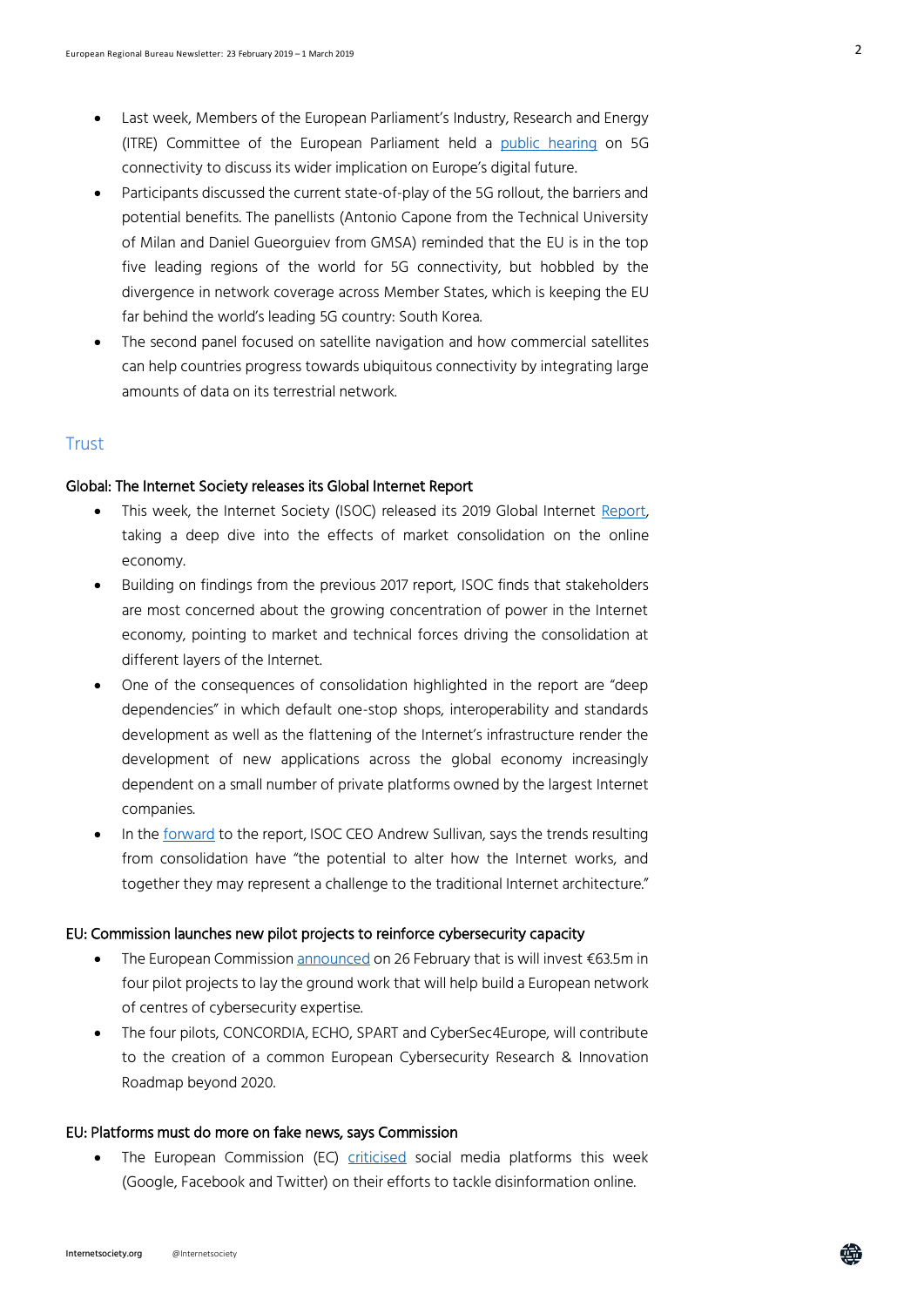- Last week, Members of the European Parliament's Industry, Research and Energy (ITRE) Committee of the European Parliament held a public hearing on 5G connectivity to discuss its wider implication on Europe's digital future.
- Participants discussed the current state-of-play of the 5G rollout, the barriers and potential benefits. The panellists (Antonio Capone from the Technical University of Milan and Daniel Gueorguiev from GMSA) reminded that the EU is in the top five leading regions of the world for 5G connectivity, but hobbled by the divergence in network coverage across Member States, which is keeping the EU far behind the world's leading 5G country: South Korea.
- The second panel focused on satellite navigation and how commercial satellites can help countries progress towards ubiquitous connectivity by integrating large amounts of data on its terrestrial network.

## Trust

### Global: The Internet Society releases its Global Internet Report

- This week, the Internet Society (ISOC) released its 2019 Global Internet Report, taking a deep dive into the effects of market consolidation on the online economy.
- Building on findings from the previous 2017 report, ISOC finds that stakeholders are most concerned about the growing concentration of power in the Internet economy, pointing to market and technical forces driving the consolidation at different layers of the Internet.
- One of the consequences of consolidation highlighted in the report are "deep dependencies" in which default one-stop shops, interoperability and standards development as well as the flattening of the Internet's infrastructure render the development of new applications across the global economy increasingly dependent on a small number of private platforms owned by the largest Internet companies.
- In the forward to the report, ISOC CEO Andrew Sullivan, says the trends resulting from consolidation have "the potential to alter how the Internet works, and together they may represent a challenge to the traditional Internet architecture."

### EU: Commission launches new pilot projects to reinforce cybersecurity capacity

- The European Commission announced on 26 February that is will invest €63.5m in four pilot projects to lay the ground work that will help build a European network of centres of cybersecurity expertise.
- The four pilots, CONCORDIA, ECHO, SPART and CyberSec4Europe, will contribute to the creation of a common European Cybersecurity Research & Innovation Roadmap beyond 2020.

### EU: Platforms must do more on fake news, says Commission

- The European Commission (EC) criticised social media platforms this week (Google, Facebook and Twitter) on their efforts to tackle disinformation online.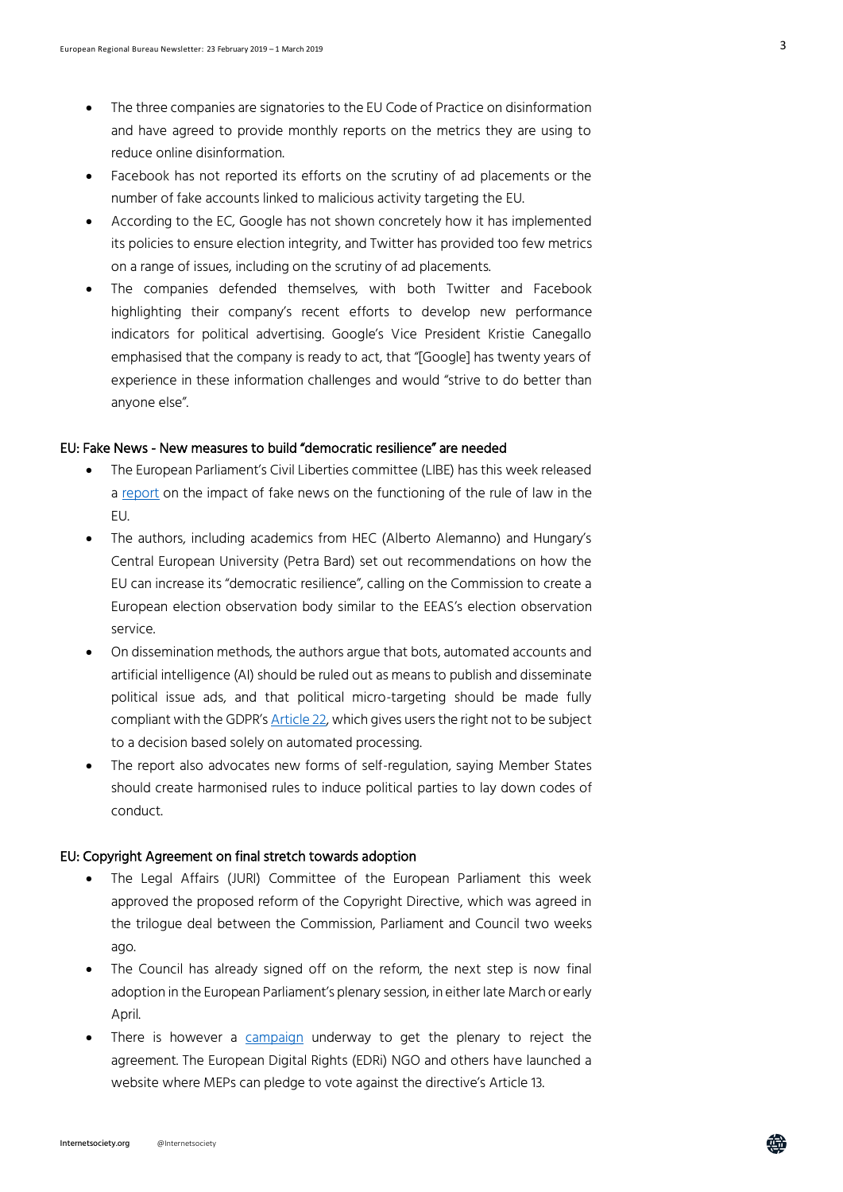- The three companies are signatories to the EU Code of Practice on disinformation and have agreed to provide monthly reports on the metrics they are using to reduce online disinformation.
- Facebook has not reported its efforts on the scrutiny of ad placements or the number of fake accounts linked to malicious activity targeting the EU.
- According to the EC, Google has not shown concretely how it has implemented its policies to ensure election integrity, and Twitter has provided too few metrics on a range of issues, including on the scrutiny of ad placements.
- The companies defended themselves, with both Twitter and Facebook highlighting their company's recent efforts to develop new performance indicators for political advertising. Google's Vice President Kristie Canegallo emphasised that the company is ready to act, that "[Google] has twenty years of experience in these information challenges and would "strive to do better than anyone else".

### EU: Fake News - New measures to build "democratic resilience" are needed

- The European Parliament's Civil Liberties committee (LIBE) has this week released a report on the impact of fake news on the functioning of the rule of law in the EU.
- The authors, including academics from HEC (Alberto Alemanno) and Hungary's Central European University (Petra Bard) set out recommendations on how the EU can increase its "democratic resilience", calling on the Commission to create a European election observation body similar to the EEAS's election observation service.
- On dissemination methods, the authors argue that bots, automated accounts and artificial intelligence (AI) should be ruled out as means to publish and disseminate political issue ads, and that political micro-targeting should be made fully compliant with the GDPR's Article 22, which gives users the right not to be subject to a decision based solely on automated processing.
- The report also advocates new forms of self-regulation, saying Member States should create harmonised rules to induce political parties to lay down codes of conduct.

### EU: Copyright Agreement on final stretch towards adoption

- The Legal Affairs (JURI) Committee of the European Parliament this week approved the proposed reform of the Copyright Directive, which was agreed in the trilogue deal between the Commission, Parliament and Council two weeks ago.
- The Council has already signed off on the reform, the next step is now final adoption in the European Parliament's plenary session, in either late March or early April.
- There is however a campaign underway to get the plenary to reject the agreement. The European Digital Rights (EDRi) NGO and others have launched a website where MEPs can pledge to vote against the directive's Article 13.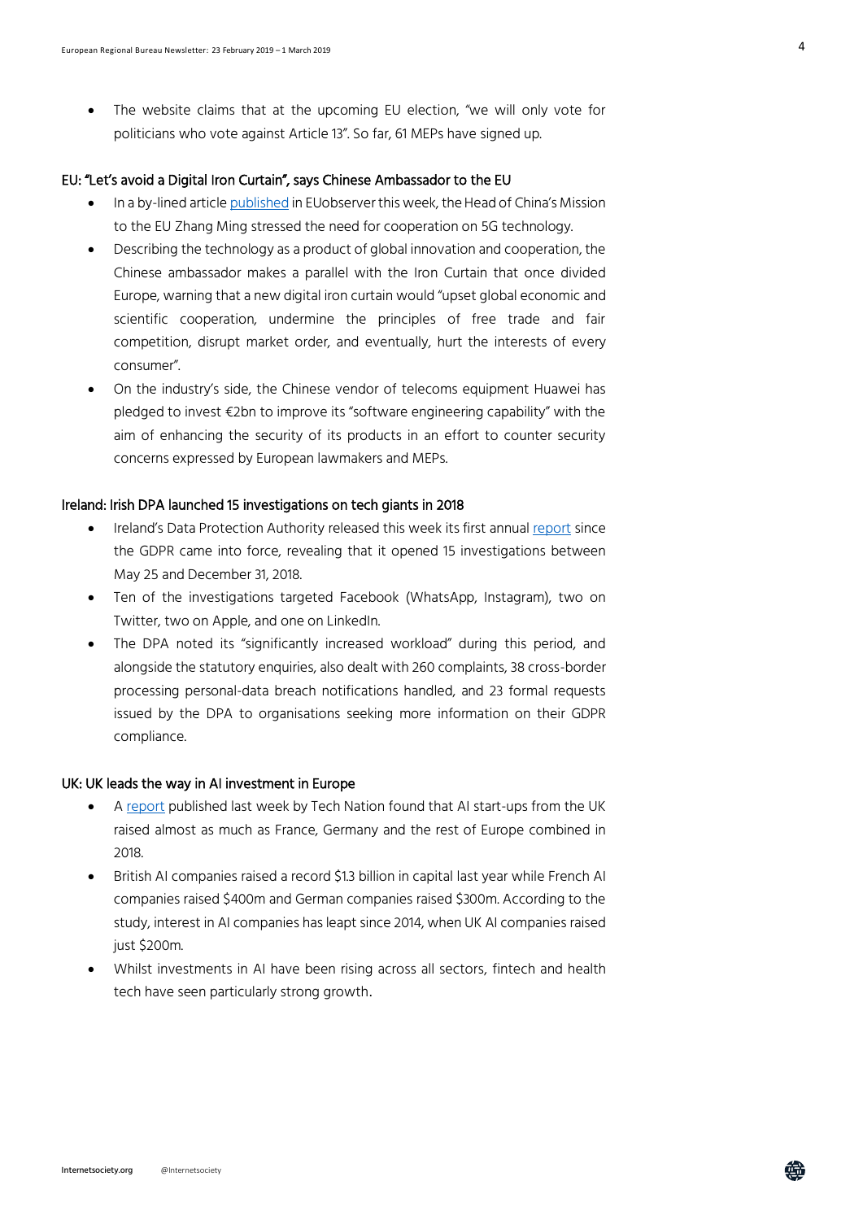- The website claims that at the upcoming EU election, "we will only vote for politicians who vote against Article 13". So far, 61 MEPs have signed up.

### EU: "Let's avoid a Digital Iron Curtain", says Chinese Ambassador to the EU

- In a by-lined article [published](#) in EUobserver this week, the Head of China's Mission to the EU Zhang Ming stressed the need for cooperation on 5G technology.
- Describing the technology as a product of global innovation and cooperation, the Chinese ambassador makes a parallel with the Iron Curtain that once divided Europe, warning that a new digital iron curtain would "upset global economic and scientific cooperation, undermine the principles of free trade and fair competition, disrupt market order, and eventually, hurt the interests of every consumer".
- On the industry's side, the Chinese vendor of telecoms equipment Huawei has pledged to invest €2bn to improve its "software engineering capability" with the aim of enhancing the security of its products in an effort to counter security concerns expressed by European lawmakers and MEPs.

### Ireland: Irish DPA launched 15 investigations on tech giants in 2018

- Ireland's Data Protection Authority released this week its first annual [report](#) since the GDPR came into force, revealing that it opened 15 investigations between May 25 and December 31, 2018.
- Ten of the investigations targeted Facebook (WhatsApp, Instagram), two on Twitter, two on Apple, and one on LinkedIn.
- The DPA noted its "significantly increased workload" during this period, and alongside the statutory enquiries, also dealt with 260 complaints, 38 cross-border processing personal-data breach notifications handled, and 23 formal requests issued by the DPA to organisations seeking more information on their GDPR compliance.

### UK: UK leads the way in AI investment in Europe

- A [report](#) published last week by Tech Nation found that AI start-ups from the UK raised almost as much as France, Germany and the rest of Europe combined in 2018.
- British AI companies raised a record $1.3 billion in capital last year while French AI companies raised $400m and German companies raised $300m. According to the study, interest in AI companies has leapt since 2014, when UK AI companies raised just $200m.
- Whilst investments in AI have been rising across all sectors, fintech and health tech have seen particularly strong growth.